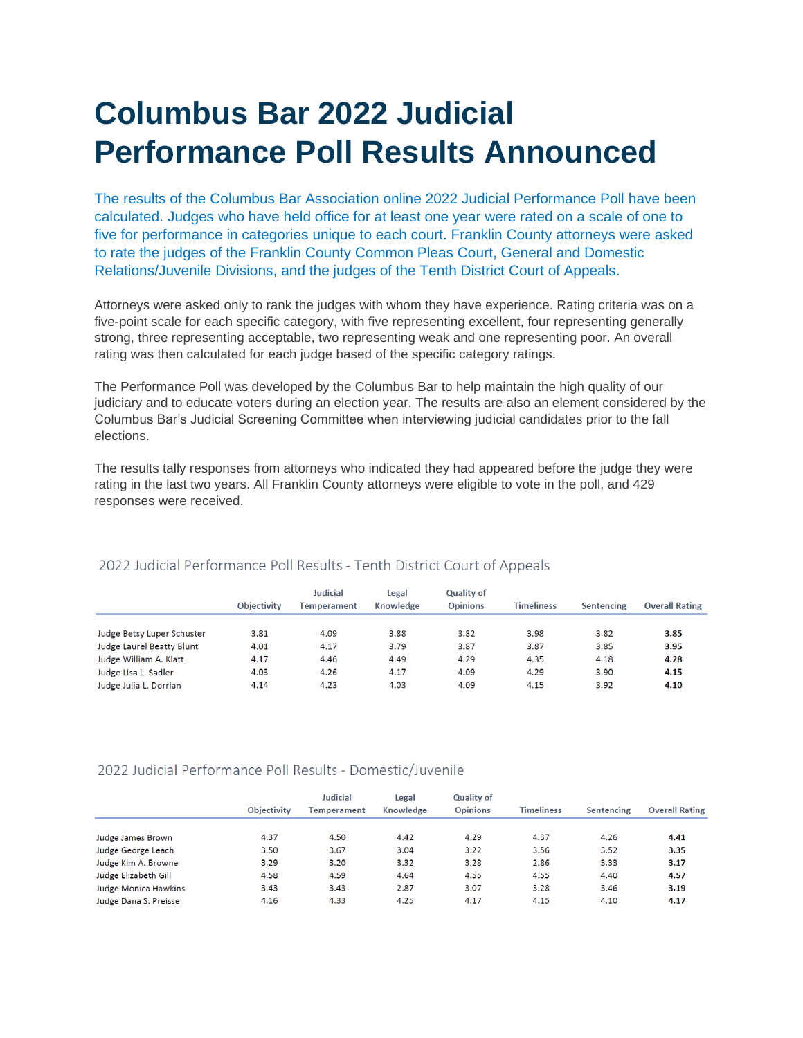# Columbus Bar 2022 Judicial Performance Poll Results Announced

The results of the Columbus Bar Association online 2022 Judicial Performance Poll have been calculated. Judges who have held office for at least one year were rated on a scale of one to five for performance in categories unique to each court. Franklin County attorneys were asked to rate the judges of the Franklin County Common Pleas Court, General and Domestic Relations/Juvenile Divisions, and the judges of the Tenth District Court of Appeals.

Attorneys were asked only to rank the judges with whom they have experience. Rating criteria was on a five-point scale for each specific category, with five representing excellent, four representing generally strong, three representing acceptable, two representing weak and one representing poor. An overall rating was then calculated for each judge based of the specific category ratings.

The Performance Poll was developed by the Columbus Bar to help maintain the high quality of our judiciary and to educate voters during an election year. The results are also an element considered by the Columbus Bar's Judicial Screening Committee when interviewing judicial candidates prior to the fall elections.

The results tally responses from attorneys who indicated they had appeared before the judge they were rating in the last two years. All Franklin County attorneys were eligible to vote in the poll, and 429 responses were received.

## 2022 Judicial Performance Poll Results - Tenth District Court of Appeals

| | Objectivity | Judicial Temperament | Legal Knowledge | Quality of Opinions | Timeliness | Sentencing | Overall Rating |
|---|---|---|---|---|---|---|---|
| Judge Betsy Luper Schuster | 3.81 | 4.09 | 3.88 | 3.82 | 3.98 | 3.82 | **3.85** |
| Judge Laurel Beatty Blunt | 4.01 | 4.17 | 3.79 | 3.87 | 3.87 | 3.85 | **3.95** |
| Judge William A. Klatt | 4.17 | 4.46 | 4.49 | 4.29 | 4.35 | 4.18 | **4.28** |
| Judge Lisa L. Sadler | 4.03 | 4.26 | 4.17 | 4.09 | 4.29 | 3.90 | **4.15** |
| Judge Julia L. Dorrian | 4.14 | 4.23 | 4.03 | 4.09 | 4.15 | 3.92 | **4.10** |

## 2022 Judicial Performance Poll Results - Domestic/Juvenile

| | Objectivity | Judicial Temperament | Legal Knowledge | Quality of Opinions | Timeliness | Sentencing | Overall Rating |
|---|---|---|---|---|---|---|---|
| Judge James Brown | 4.37 | 4.50 | 4.42 | 4.29 | 4.37 | 4.26 | **4.41** |
| Judge George Leach | 3.50 | 3.67 | 3.04 | 3.22 | 3.56 | 3.52 | **3.35** |
| Judge Kim A. Browne | 3.29 | 3.20 | 3.32 | 3.28 | 2.86 | 3.33 | **3.17** |
| Judge Elizabeth Gill | 4.58 | 4.59 | 4.64 | 4.55 | 4.55 | 4.40 | **4.57** |
| Judge Monica Hawkins | 3.43 | 3.43 | 2.87 | 3.07 | 3.28 | 3.46 | **3.19** |
| Judge Dana S. Preisse | 4.16 | 4.33 | 4.25 | 4.17 | 4.15 | 4.10 | **4.17** |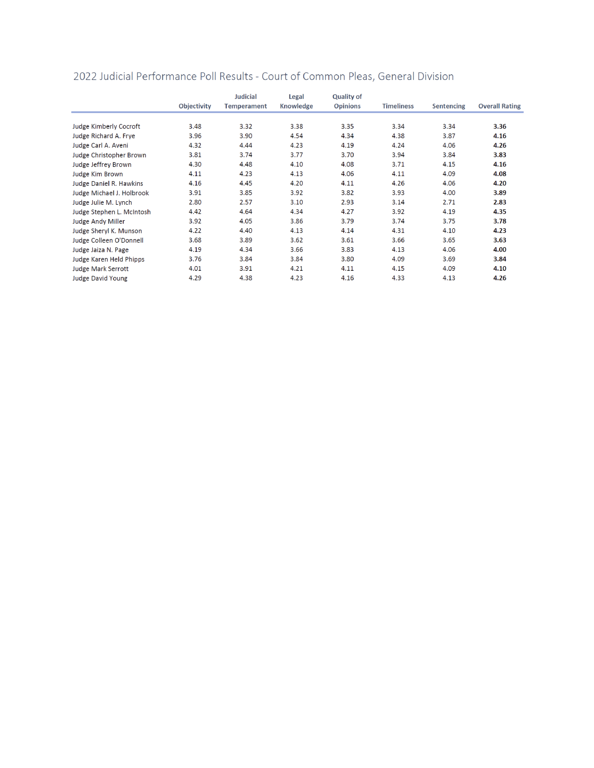## 2022 Judicial Performance Poll Results - Court of Common Pleas, General Division

| | Objectivity | Judicial Temperament | Legal Knowledge | Quality of Opinions | Timeliness | Sentencing | Overall Rating |
|---|---|---|---|---|---|---|---|
| Judge Kimberly Cocroft | 3.48 | 3.32 | 3.38 | 3.35 | 3.34 | 3.34 | **3.36** |
| Judge Richard A. Frye | 3.96 | 3.90 | 4.54 | 4.34 | 4.38 | 3.87 | **4.16** |
| Judge Carl A. Aveni | 4.32 | 4.44 | 4.23 | 4.19 | 4.24 | 4.06 | **4.26** |
| Judge Christopher Brown | 3.81 | 3.74 | 3.77 | 3.70 | 3.94 | 3.84 | **3.83** |
| Judge Jeffrey Brown | 4.30 | 4.48 | 4.10 | 4.08 | 3.71 | 4.15 | **4.16** |
| Judge Kim Brown | 4.11 | 4.23 | 4.13 | 4.06 | 4.11 | 4.09 | **4.08** |
| Judge Daniel R. Hawkins | 4.16 | 4.45 | 4.20 | 4.11 | 4.26 | 4.06 | **4.20** |
| Judge Michael J. Holbrook | 3.91 | 3.85 | 3.92 | 3.82 | 3.93 | 4.00 | **3.89** |
| Judge Julie M. Lynch | 2.80 | 2.57 | 3.10 | 2.93 | 3.14 | 2.71 | **2.83** |
| Judge Stephen L. McIntosh | 4.42 | 4.64 | 4.34 | 4.27 | 3.92 | 4.19 | **4.35** |
| Judge Andy Miller | 3.92 | 4.05 | 3.86 | 3.79 | 3.74 | 3.75 | **3.78** |
| Judge Sheryl K. Munson | 4.22 | 4.40 | 4.13 | 4.14 | 4.31 | 4.10 | **4.23** |
| Judge Colleen O'Donnell | 3.68 | 3.89 | 3.62 | 3.61 | 3.66 | 3.65 | **3.63** |
| Judge Jaiza N. Page | 4.19 | 4.34 | 3.66 | 3.83 | 4.13 | 4.06 | **4.00** |
| Judge Karen Held Phipps | 3.76 | 3.84 | 3.84 | 3.80 | 4.09 | 3.69 | **3.84** |
| Judge Mark Serrott | 4.01 | 3.91 | 4.21 | 4.11 | 4.15 | 4.09 | **4.10** |
| Judge David Young | 4.29 | 4.38 | 4.23 | 4.16 | 4.33 | 4.13 | **4.26** |